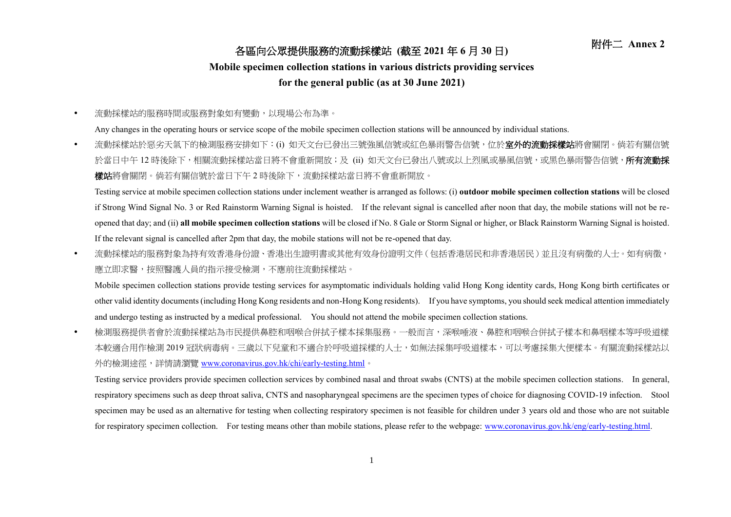附件二 Annex 2

# 各區向公眾提供服務的流動採樣站 (截至 2021 年 6 月 30 日)

# Mobile specimen collection stations in various districts providing services for the general public (as at 30 June 2021)

- 流動採樣站的服務時間或服務對象如有變動，以現場公布為準。

  Any changes in the operating hours or service scope of the mobile specimen collection stations will be announced by individual stations.

- 流動採樣站於惡劣天氣下的檢測服務安排如下：(i) 如天文台已發出三號強風信號或紅色暴雨警告信號，位於**室外的流動採樣站**將會關閉。倘若有關信號於當日中午 12 時後除下，相關流動採樣站當日將不會重新開放；及 (ii) 如天文台已發出八號或以上烈風或暴風信號，或黑色暴雨警告信號，**所有流動採樣站**將會關閉。倘若有關信號於當日下午 2 時後除下，流動採樣站當日將不會重新開放。

  Testing service at mobile specimen collection stations under inclement weather is arranged as follows: (i) **outdoor mobile specimen collection stations** will be closed if Strong Wind Signal No. 3 or Red Rainstorm Warning Signal is hoisted. If the relevant signal is cancelled after noon that day, the mobile stations will not be re-opened that day; and (ii) **all mobile specimen collection stations** will be closed if No. 8 Gale or Storm Signal or higher, or Black Rainstorm Warning Signal is hoisted. If the relevant signal is cancelled after 2pm that day, the mobile stations will not be re-opened that day.

- 流動採樣站的服務對象為持有效香港身份證、香港出生證明書或其他有效身份證明文件（包括香港居民和非香港居民）並且沒有病徵的人士。如有病徵，應立即求醫，按照醫護人員的指示接受檢測，不應前往流動採樣站。

  Mobile specimen collection stations provide testing services for asymptomatic individuals holding valid Hong Kong identity cards, Hong Kong birth certificates or other valid identity documents (including Hong Kong residents and non-Hong Kong residents). If you have symptoms, you should seek medical attention immediately and undergo testing as instructed by a medical professional. You should not attend the mobile specimen collection stations.

- 檢測服務提供者會於流動採樣站為市民提供鼻腔和咽喉合併拭子樣本採集服務。一般而言，深喉唾液、鼻腔和咽喉合併拭子樣本和鼻咽樣本等呼吸道樣本較適合用作檢測 2019 冠狀病毒病。三歲以下兒童和不適合於呼吸道採樣的人士，如無法採集呼吸道樣本，可以考慮採集大便樣本。有關流動採樣站以外的檢測途徑，詳情請瀏覽 www.coronavirus.gov.hk/chi/early-testing.html。

  Testing service providers provide specimen collection services by combined nasal and throat swabs (CNTS) at the mobile specimen collection stations. In general, respiratory specimens such as deep throat saliva, CNTS and nasopharyngeal specimens are the specimen types of choice for diagnosing COVID-19 infection. Stool specimen may be used as an alternative for testing when collecting respiratory specimen is not feasible for children under 3 years old and those who are not suitable for respiratory specimen collection. For testing means other than mobile stations, please refer to the webpage: www.coronavirus.gov.hk/eng/early-testing.html.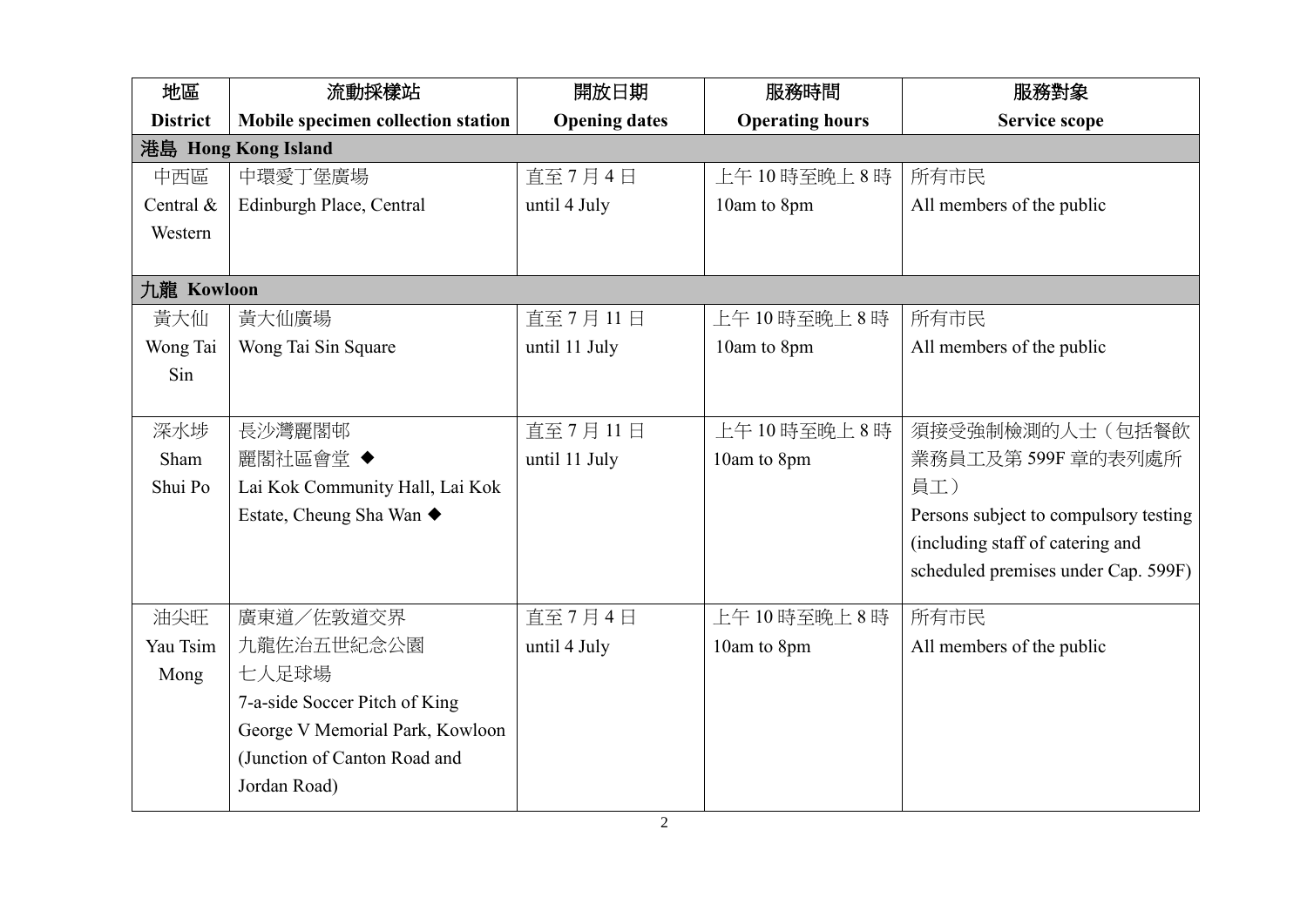| 地區<br>District | 流動採樣站<br>Mobile specimen collection station | 開放日期<br>Opening dates | 服務時間<br>Operating hours | 服務對象<br>Service scope |
|---|---|---|---|---|
| **港島 Hong Kong Island** | | | | |
| 中西區<br>Central & Western | 中環愛丁堡廣場<br>Edinburgh Place, Central | 直至 7 月 4 日<br>until 4 July | 上午 10 時至晚上 8 時<br>10am to 8pm | 所有市民<br>All members of the public |
| **九龍 Kowloon** | | | | |
| 黃大仙<br>Wong Tai Sin | 黃大仙廣場<br>Wong Tai Sin Square | 直至 7 月 11 日<br>until 11 July | 上午 10 時至晚上 8 時<br>10am to 8pm | 所有市民<br>All members of the public |
| 深水埗<br>Sham Shui Po | 長沙灣麗閣邨<br>麗閣社區會堂 ◆<br>Lai Kok Community Hall, Lai Kok Estate, Cheung Sha Wan ◆ | 直至 7 月 11 日<br>until 11 July | 上午 10 時至晚上 8 時<br>10am to 8pm | 須接受強制檢測的人士（包括餐飲業務員工及第 599F 章的表列處所員工）<br>Persons subject to compulsory testing (including staff of catering and scheduled premises under Cap. 599F) |
| 油尖旺<br>Yau Tsim Mong | 廣東道／佐敦道交界<br>九龍佐治五世紀念公園<br>七人足球場<br>7-a-side Soccer Pitch of King George V Memorial Park, Kowloon (Junction of Canton Road and Jordan Road) | 直至 7 月 4 日<br>until 4 July | 上午 10 時至晚上 8 時<br>10am to 8pm | 所有市民<br>All members of the public |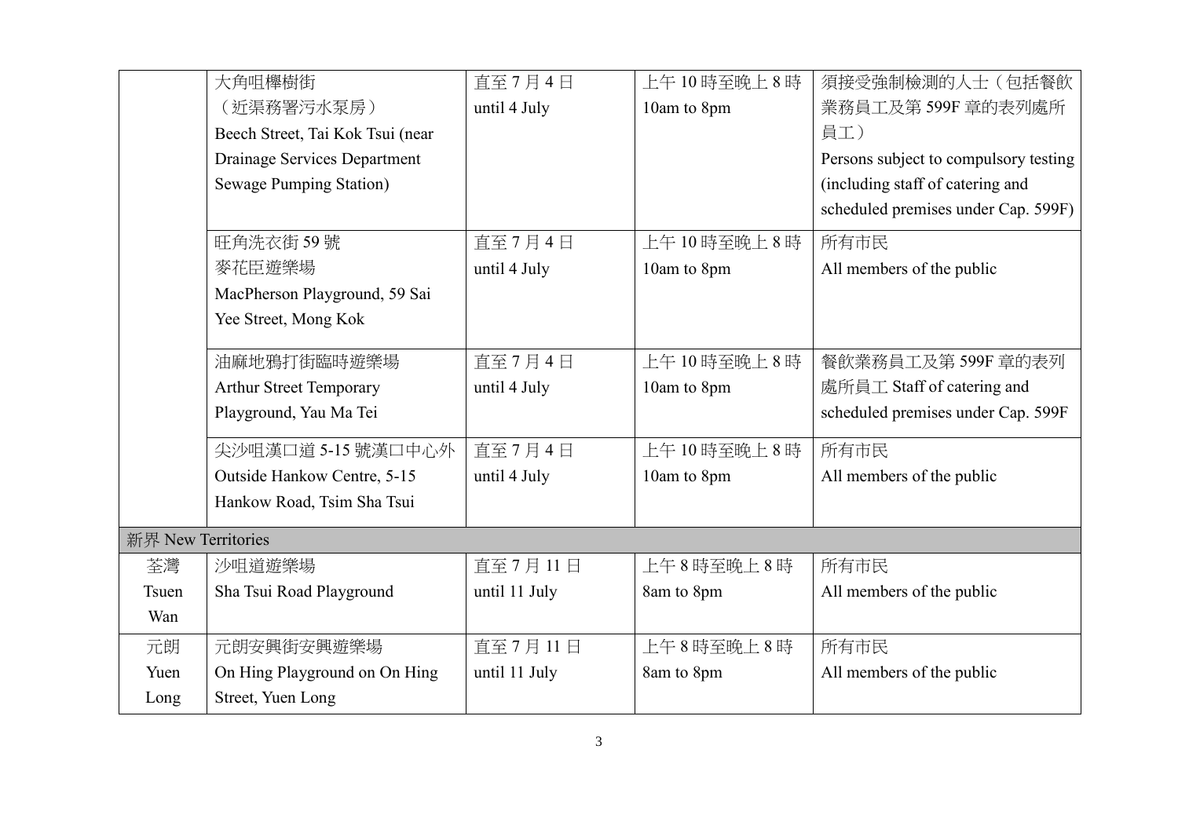| | | | | |
|---|---|---|---|---|
| | 大角咀櫸樹街（近渠務署污水泵房）Beech Street, Tai Kok Tsui (near Drainage Services Department Sewage Pumping Station) | 直至7月4日 until 4 July | 上午10時至晚上8時 10am to 8pm | 須接受強制檢測的人士（包括餐飲業務員工及第599F章的表列處所員工）Persons subject to compulsory testing (including staff of catering and scheduled premises under Cap. 599F) |
| | 旺角洗衣街59號麥花臣遊樂場 MacPherson Playground, 59 Sai Yee Street, Mong Kok | 直至7月4日 until 4 July | 上午10時至晚上8時 10am to 8pm | 所有市民 All members of the public |
| | 油麻地鴉打街臨時遊樂場 Arthur Street Temporary Playground, Yau Ma Tei | 直至7月4日 until 4 July | 上午10時至晚上8時 10am to 8pm | 餐飲業務員工及第599F章的表列處所員工 Staff of catering and scheduled premises under Cap. 599F |
| | 尖沙咀漢口道5-15號漢口中心外 Outside Hankow Centre, 5-15 Hankow Road, Tsim Sha Tsui | 直至7月4日 until 4 July | 上午10時至晚上8時 10am to 8pm | 所有市民 All members of the public |
| 新界 New Territories | | | | |
| 荃灣 Tsuen Wan | 沙咀道遊樂場 Sha Tsui Road Playground | 直至7月11日 until 11 July | 上午8時至晚上8時 8am to 8pm | 所有市民 All members of the public |
| 元朗 Yuen Long | 元朗安興街安興遊樂場 On Hing Playground on On Hing Street, Yuen Long | 直至7月11日 until 11 July | 上午8時至晚上8時 8am to 8pm | 所有市民 All members of the public |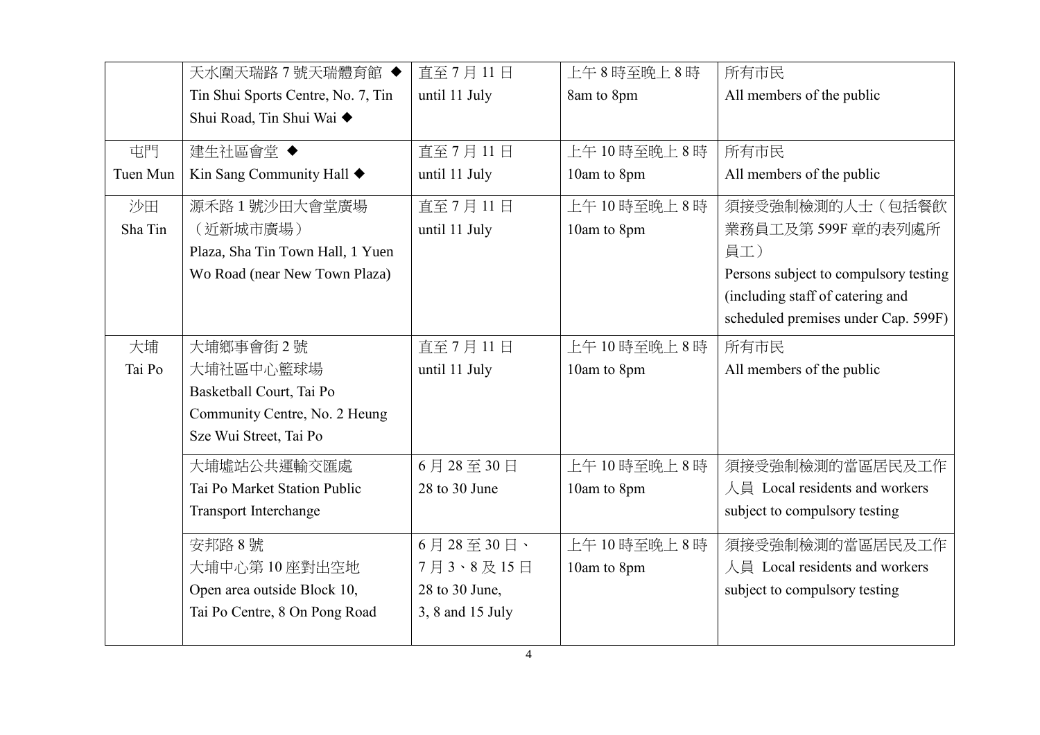| | | | | |
|---|---|---|---|---|
| | 天水圍天瑞路 7 號天瑞體育館 ◆<br>Tin Shui Sports Centre, No. 7, Tin Shui Road, Tin Shui Wai ◆ | 直至 7 月 11 日<br>until 11 July | 上午 8 時至晚上 8 時<br>8am to 8pm | 所有市民<br>All members of the public |
| 屯門<br>Tuen Mun | 建生社區會堂 ◆<br>Kin Sang Community Hall ◆ | 直至 7 月 11 日<br>until 11 July | 上午 10 時至晚上 8 時<br>10am to 8pm | 所有市民<br>All members of the public |
| 沙田<br>Sha Tin | 源禾路 1 號沙田大會堂廣場<br>（近新城市廣場）<br>Plaza, Sha Tin Town Hall, 1 Yuen Wo Road (near New Town Plaza) | 直至 7 月 11 日<br>until 11 July | 上午 10 時至晚上 8 時<br>10am to 8pm | 須接受強制檢測的人士（包括餐飲業務員工及第 599F 章的表列處所員工）<br>Persons subject to compulsory testing (including staff of catering and scheduled premises under Cap. 599F) |
| 大埔<br>Tai Po | 大埔鄉事會街 2 號<br>大埔社區中心籃球場<br>Basketball Court, Tai Po Community Centre, No. 2 Heung Sze Wui Street, Tai Po | 直至 7 月 11 日<br>until 11 July | 上午 10 時至晚上 8 時<br>10am to 8pm | 所有市民<br>All members of the public |
| | 大埔墟站公共運輸交匯處<br>Tai Po Market Station Public Transport Interchange | 6 月 28 至 30 日<br>28 to 30 June | 上午 10 時至晚上 8 時<br>10am to 8pm | 須接受強制檢測的當區居民及工作人員 Local residents and workers subject to compulsory testing |
| | 安邦路 8 號<br>大埔中心第 10 座對出空地<br>Open area outside Block 10, Tai Po Centre, 8 On Pong Road | 6 月 28 至 30 日、<br>7 月 3、8 及 15 日<br>28 to 30 June,<br>3, 8 and 15 July | 上午 10 時至晚上 8 時<br>10am to 8pm | 須接受強制檢測的當區居民及工作人員 Local residents and workers subject to compulsory testing |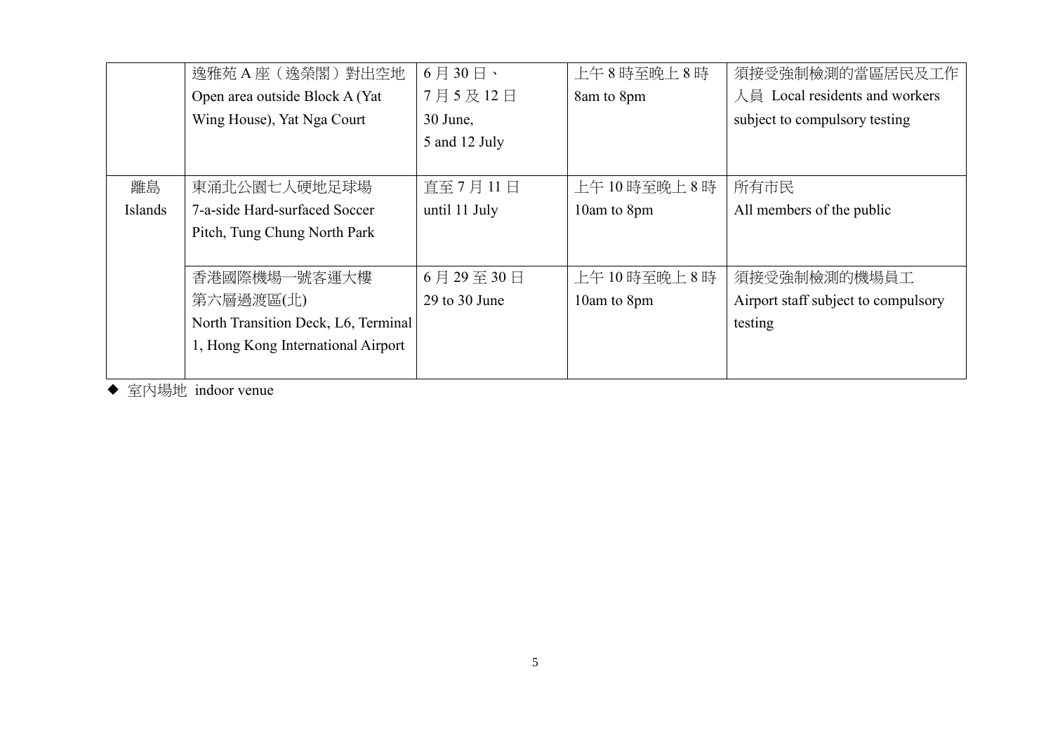| | | | | |
|---|---|---|---|---|
| | 逸雅苑 A 座（逸榮閣）對出空地 Open area outside Block A (Yat Wing House), Yat Nga Court | 6 月 30 日、7 月 5 及 12 日 30 June, 5 and 12 July | 上午 8 時至晚上 8 時 8am to 8pm | 須接受強制檢測的當區居民及工作人員 Local residents and workers subject to compulsory testing |
| 離島 Islands | 東涌北公園七人硬地足球場 7-a-side Hard-surfaced Soccer Pitch, Tung Chung North Park | 直至 7 月 11 日 until 11 July | 上午 10 時至晚上 8 時 10am to 8pm | 所有市民 All members of the public |
| | 香港國際機場一號客運大樓第六層過渡區(北) North Transition Deck, L6, Terminal 1, Hong Kong International Airport | 6 月 29 至 30 日 29 to 30 June | 上午 10 時至晚上 8 時 10am to 8pm | 須接受強制檢測的機場員工 Airport staff subject to compulsory testing |

◆ 室內場地 indoor venue